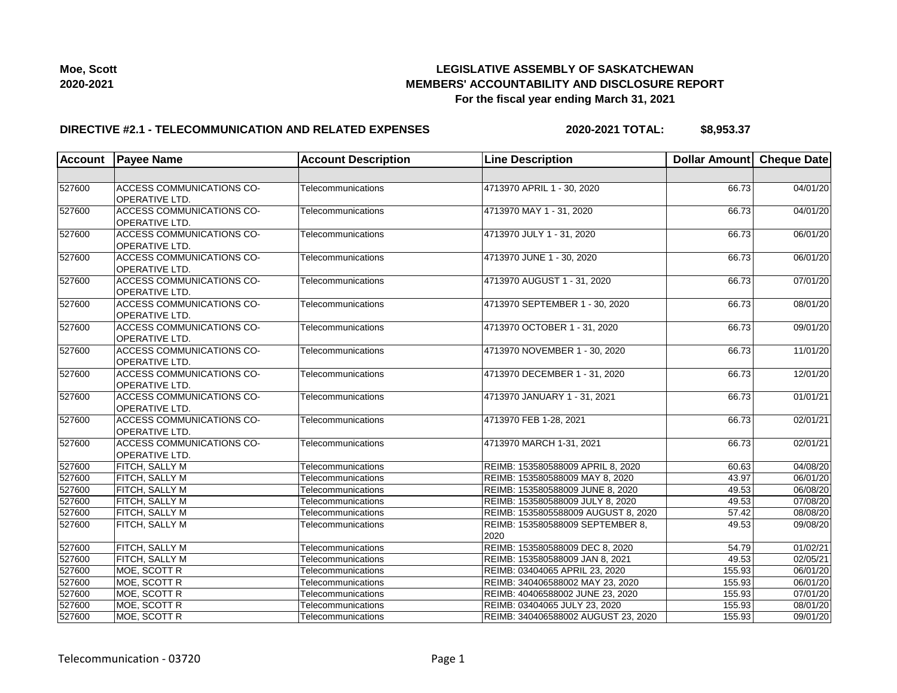**Moe, Scott**
**2020-2021**

# LEGISLATIVE ASSEMBLY OF SASKATCHEWAN
## MEMBERS' ACCOUNTABILITY AND DISCLOSURE REPORT
### For the fiscal year ending March 31, 2021

**DIRECTIVE #2.1 - TELECOMMUNICATION AND RELATED EXPENSES** **2020-2021 TOTAL: $8,953.37**

| Account | Payee Name | Account Description | Line Description | Dollar Amount | Cheque Date |
|---|---|---|---|---|---|
| | | | | | |
| 527600 | ACCESS COMMUNICATIONS CO-OPERATIVE LTD. | Telecommunications | 4713970 APRIL 1 - 30, 2020 | 66.73 | 04/01/20 |
| 527600 | ACCESS COMMUNICATIONS CO-OPERATIVE LTD. | Telecommunications | 4713970 MAY 1 - 31, 2020 | 66.73 | 04/01/20 |
| 527600 | ACCESS COMMUNICATIONS CO-OPERATIVE LTD. | Telecommunications | 4713970 JULY 1 - 31, 2020 | 66.73 | 06/01/20 |
| 527600 | ACCESS COMMUNICATIONS CO-OPERATIVE LTD. | Telecommunications | 4713970 JUNE 1 - 30, 2020 | 66.73 | 06/01/20 |
| 527600 | ACCESS COMMUNICATIONS CO-OPERATIVE LTD. | Telecommunications | 4713970 AUGUST 1 - 31, 2020 | 66.73 | 07/01/20 |
| 527600 | ACCESS COMMUNICATIONS CO-OPERATIVE LTD. | Telecommunications | 4713970 SEPTEMBER 1 - 30, 2020 | 66.73 | 08/01/20 |
| 527600 | ACCESS COMMUNICATIONS CO-OPERATIVE LTD. | Telecommunications | 4713970 OCTOBER 1 - 31, 2020 | 66.73 | 09/01/20 |
| 527600 | ACCESS COMMUNICATIONS CO-OPERATIVE LTD. | Telecommunications | 4713970 NOVEMBER 1 - 30, 2020 | 66.73 | 11/01/20 |
| 527600 | ACCESS COMMUNICATIONS CO-OPERATIVE LTD. | Telecommunications | 4713970 DECEMBER 1 - 31, 2020 | 66.73 | 12/01/20 |
| 527600 | ACCESS COMMUNICATIONS CO-OPERATIVE LTD. | Telecommunications | 4713970 JANUARY 1 - 31, 2021 | 66.73 | 01/01/21 |
| 527600 | ACCESS COMMUNICATIONS CO-OPERATIVE LTD. | Telecommunications | 4713970 FEB 1-28, 2021 | 66.73 | 02/01/21 |
| 527600 | ACCESS COMMUNICATIONS CO-OPERATIVE LTD. | Telecommunications | 4713970 MARCH 1-31, 2021 | 66.73 | 02/01/21 |
| 527600 | FITCH, SALLY M | Telecommunications | REIMB: 153580588009 APRIL 8, 2020 | 60.63 | 04/08/20 |
| 527600 | FITCH, SALLY M | Telecommunications | REIMB: 153580588009 MAY 8, 2020 | 43.97 | 06/01/20 |
| 527600 | FITCH, SALLY M | Telecommunications | REIMB: 153580588009 JUNE 8, 2020 | 49.53 | 06/08/20 |
| 527600 | FITCH, SALLY M | Telecommunications | REIMB: 153580588009 JULY 8, 2020 | 49.53 | 07/08/20 |
| 527600 | FITCH, SALLY M | Telecommunications | REIMB: 1535805588009 AUGUST 8, 2020 | 57.42 | 08/08/20 |
| 527600 | FITCH, SALLY M | Telecommunications | REIMB: 153580588009 SEPTEMBER 8, 2020 | 49.53 | 09/08/20 |
| 527600 | FITCH, SALLY M | Telecommunications | REIMB: 153580588009 DEC 8, 2020 | 54.79 | 01/02/21 |
| 527600 | FITCH, SALLY M | Telecommunications | REIMB: 153580588009 JAN 8, 2021 | 49.53 | 02/05/21 |
| 527600 | MOE, SCOTT R | Telecommunications | REIMB: 03404065 APRIL 23, 2020 | 155.93 | 06/01/20 |
| 527600 | MOE, SCOTT R | Telecommunications | REIMB: 340406588002 MAY 23, 2020 | 155.93 | 06/01/20 |
| 527600 | MOE, SCOTT R | Telecommunications | REIMB: 40406588002 JUNE 23, 2020 | 155.93 | 07/01/20 |
| 527600 | MOE, SCOTT R | Telecommunications | REIMB: 03404065 JULY 23, 2020 | 155.93 | 08/01/20 |
| 527600 | MOE, SCOTT R | Telecommunications | REIMB: 340406588002 AUGUST 23, 2020 | 155.93 | 09/01/20 |

Telecommunication - 03720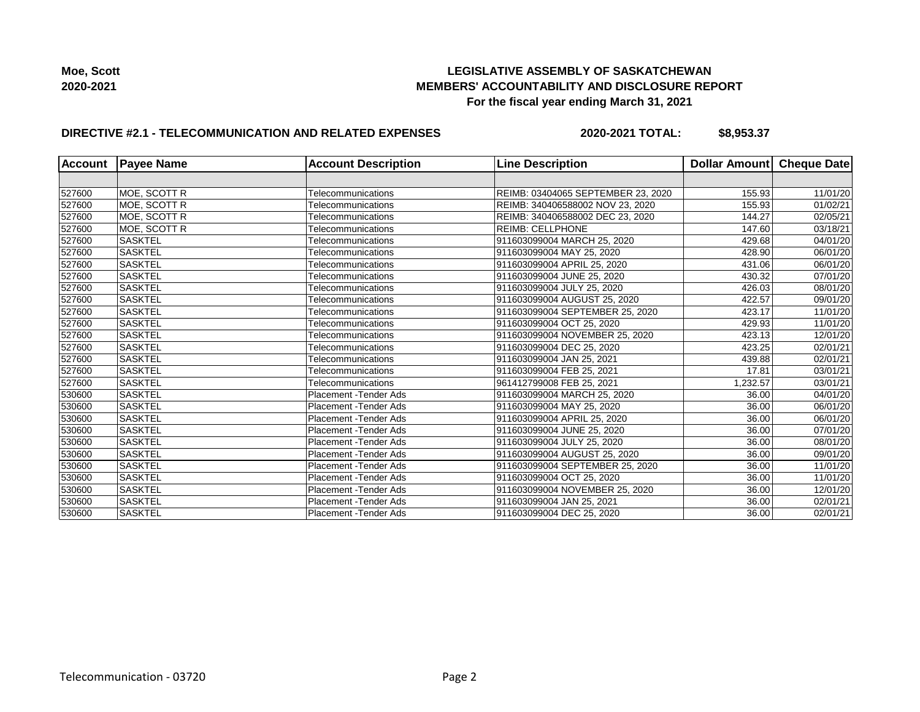**Moe, Scott**
**2020-2021**

## LEGISLATIVE ASSEMBLY OF SASKATCHEWAN
## MEMBERS' ACCOUNTABILITY AND DISCLOSURE REPORT
### For the fiscal year ending March 31, 2021

**DIRECTIVE #2.1 - TELECOMMUNICATION AND RELATED EXPENSES** **2020-2021 TOTAL: $8,953.37**

| Account | Payee Name | Account Description | Line Description | Dollar Amount | Cheque Date |
|---|---|---|---|---|---|
| | | | | | |
| 527600 | MOE, SCOTT R | Telecommunications | REIMB: 03404065 SEPTEMBER 23, 2020 | 155.93 | 11/01/20 |
| 527600 | MOE, SCOTT R | Telecommunications | REIMB: 340406588002 NOV 23, 2020 | 155.93 | 01/02/21 |
| 527600 | MOE, SCOTT R | Telecommunications | REIMB: 340406588002 DEC 23, 2020 | 144.27 | 02/05/21 |
| 527600 | MOE, SCOTT R | Telecommunications | REIMB: CELLPHONE | 147.60 | 03/18/21 |
| 527600 | SASKTEL | Telecommunications | 911603099004 MARCH 25, 2020 | 429.68 | 04/01/20 |
| 527600 | SASKTEL | Telecommunications | 911603099004 MAY 25, 2020 | 428.90 | 06/01/20 |
| 527600 | SASKTEL | Telecommunications | 911603099004 APRIL 25, 2020 | 431.06 | 06/01/20 |
| 527600 | SASKTEL | Telecommunications | 911603099004 JUNE 25, 2020 | 430.32 | 07/01/20 |
| 527600 | SASKTEL | Telecommunications | 911603099004 JULY 25, 2020 | 426.03 | 08/01/20 |
| 527600 | SASKTEL | Telecommunications | 911603099004 AUGUST 25, 2020 | 422.57 | 09/01/20 |
| 527600 | SASKTEL | Telecommunications | 911603099004 SEPTEMBER 25, 2020 | 423.17 | 11/01/20 |
| 527600 | SASKTEL | Telecommunications | 911603099004 OCT 25, 2020 | 429.93 | 11/01/20 |
| 527600 | SASKTEL | Telecommunications | 911603099004 NOVEMBER 25, 2020 | 423.13 | 12/01/20 |
| 527600 | SASKTEL | Telecommunications | 911603099004 DEC 25, 2020 | 423.25 | 02/01/21 |
| 527600 | SASKTEL | Telecommunications | 911603099004 JAN 25, 2021 | 439.88 | 02/01/21 |
| 527600 | SASKTEL | Telecommunications | 911603099004 FEB 25, 2021 | 17.81 | 03/01/21 |
| 527600 | SASKTEL | Telecommunications | 961412799008 FEB 25, 2021 | 1,232.57 | 03/01/21 |
| 530600 | SASKTEL | Placement -Tender Ads | 911603099004 MARCH 25, 2020 | 36.00 | 04/01/20 |
| 530600 | SASKTEL | Placement -Tender Ads | 911603099004 MAY 25, 2020 | 36.00 | 06/01/20 |
| 530600 | SASKTEL | Placement -Tender Ads | 911603099004 APRIL 25, 2020 | 36.00 | 06/01/20 |
| 530600 | SASKTEL | Placement -Tender Ads | 911603099004 JUNE 25, 2020 | 36.00 | 07/01/20 |
| 530600 | SASKTEL | Placement -Tender Ads | 911603099004 JULY 25, 2020 | 36.00 | 08/01/20 |
| 530600 | SASKTEL | Placement -Tender Ads | 911603099004 AUGUST 25, 2020 | 36.00 | 09/01/20 |
| 530600 | SASKTEL | Placement -Tender Ads | 911603099004 SEPTEMBER 25, 2020 | 36.00 | 11/01/20 |
| 530600 | SASKTEL | Placement -Tender Ads | 911603099004 OCT 25, 2020 | 36.00 | 11/01/20 |
| 530600 | SASKTEL | Placement -Tender Ads | 911603099004 NOVEMBER 25, 2020 | 36.00 | 12/01/20 |
| 530600 | SASKTEL | Placement -Tender Ads | 911603099004 JAN 25, 2021 | 36.00 | 02/01/21 |
| 530600 | SASKTEL | Placement -Tender Ads | 911603099004 DEC 25, 2020 | 36.00 | 02/01/21 |

Telecommunication - 03720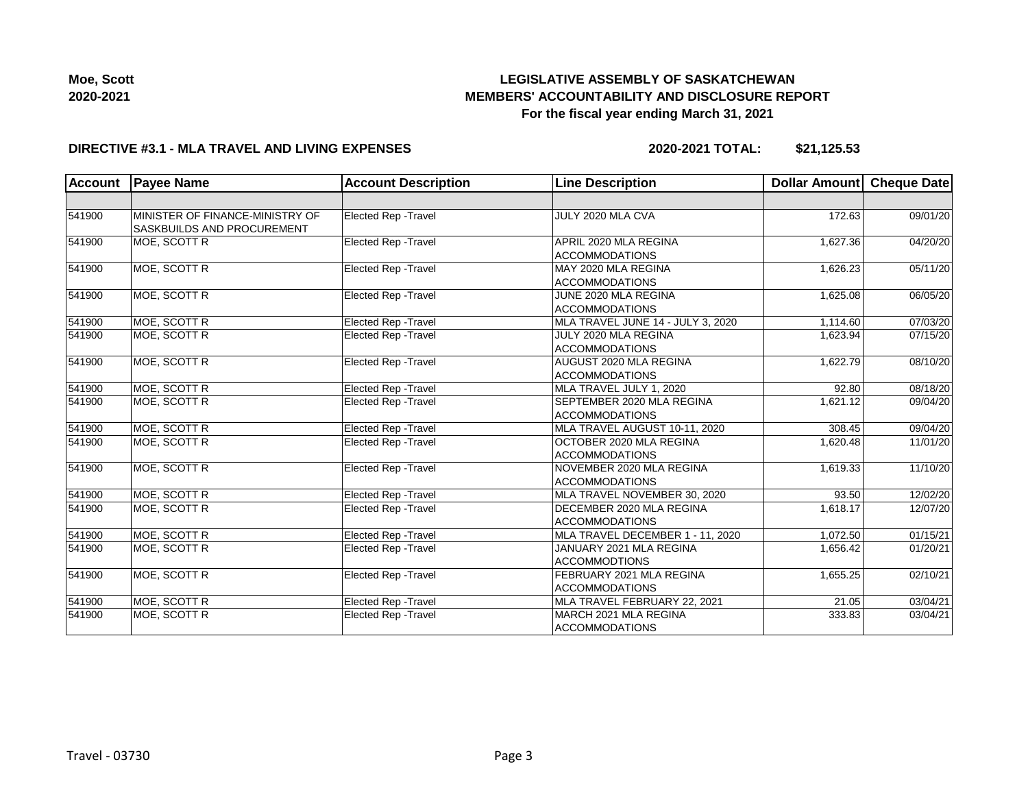**Moe, Scott**
**2020-2021**

# LEGISLATIVE ASSEMBLY OF SASKATCHEWAN
## MEMBERS' ACCOUNTABILITY AND DISCLOSURE REPORT
### For the fiscal year ending March 31, 2021

**DIRECTIVE #3.1 - MLA TRAVEL AND LIVING EXPENSES** **2020-2021 TOTAL: $21,125.53**

| Account | Payee Name | Account Description | Line Description | Dollar Amount | Cheque Date |
|---|---|---|---|---|---|
| | | | | | |
| 541900 | MINISTER OF FINANCE-MINISTRY OF SASKBUILDS AND PROCUREMENT | Elected Rep -Travel | JULY 2020 MLA CVA | 172.63 | 09/01/20 |
| 541900 | MOE, SCOTT R | Elected Rep -Travel | APRIL 2020 MLA REGINA ACCOMMODATIONS | 1,627.36 | 04/20/20 |
| 541900 | MOE, SCOTT R | Elected Rep -Travel | MAY 2020 MLA REGINA ACCOMMODATIONS | 1,626.23 | 05/11/20 |
| 541900 | MOE, SCOTT R | Elected Rep -Travel | JUNE 2020 MLA REGINA ACCOMMODATIONS | 1,625.08 | 06/05/20 |
| 541900 | MOE, SCOTT R | Elected Rep -Travel | MLA TRAVEL JUNE 14 - JULY 3, 2020 | 1,114.60 | 07/03/20 |
| 541900 | MOE, SCOTT R | Elected Rep -Travel | JULY 2020 MLA REGINA ACCOMMODATIONS | 1,623.94 | 07/15/20 |
| 541900 | MOE, SCOTT R | Elected Rep -Travel | AUGUST 2020 MLA REGINA ACCOMMODATIONS | 1,622.79 | 08/10/20 |
| 541900 | MOE, SCOTT R | Elected Rep -Travel | MLA TRAVEL JULY 1, 2020 | 92.80 | 08/18/20 |
| 541900 | MOE, SCOTT R | Elected Rep -Travel | SEPTEMBER 2020 MLA REGINA ACCOMMODATIONS | 1,621.12 | 09/04/20 |
| 541900 | MOE, SCOTT R | Elected Rep -Travel | MLA TRAVEL AUGUST 10-11, 2020 | 308.45 | 09/04/20 |
| 541900 | MOE, SCOTT R | Elected Rep -Travel | OCTOBER 2020 MLA REGINA ACCOMMODATIONS | 1,620.48 | 11/01/20 |
| 541900 | MOE, SCOTT R | Elected Rep -Travel | NOVEMBER 2020 MLA REGINA ACCOMMODATIONS | 1,619.33 | 11/10/20 |
| 541900 | MOE, SCOTT R | Elected Rep -Travel | MLA TRAVEL NOVEMBER 30, 2020 | 93.50 | 12/02/20 |
| 541900 | MOE, SCOTT R | Elected Rep -Travel | DECEMBER 2020 MLA REGINA ACCOMMODATIONS | 1,618.17 | 12/07/20 |
| 541900 | MOE, SCOTT R | Elected Rep -Travel | MLA TRAVEL DECEMBER 1 - 11, 2020 | 1,072.50 | 01/15/21 |
| 541900 | MOE, SCOTT R | Elected Rep -Travel | JANUARY 2021 MLA REGINA ACCOMMODTIONS | 1,656.42 | 01/20/21 |
| 541900 | MOE, SCOTT R | Elected Rep -Travel | FEBRUARY 2021 MLA REGINA ACCOMMODATIONS | 1,655.25 | 02/10/21 |
| 541900 | MOE, SCOTT R | Elected Rep -Travel | MLA TRAVEL FEBRUARY 22, 2021 | 21.05 | 03/04/21 |
| 541900 | MOE, SCOTT R | Elected Rep -Travel | MARCH 2021 MLA REGINA ACCOMMODATIONS | 333.83 | 03/04/21 |

Travel - 03730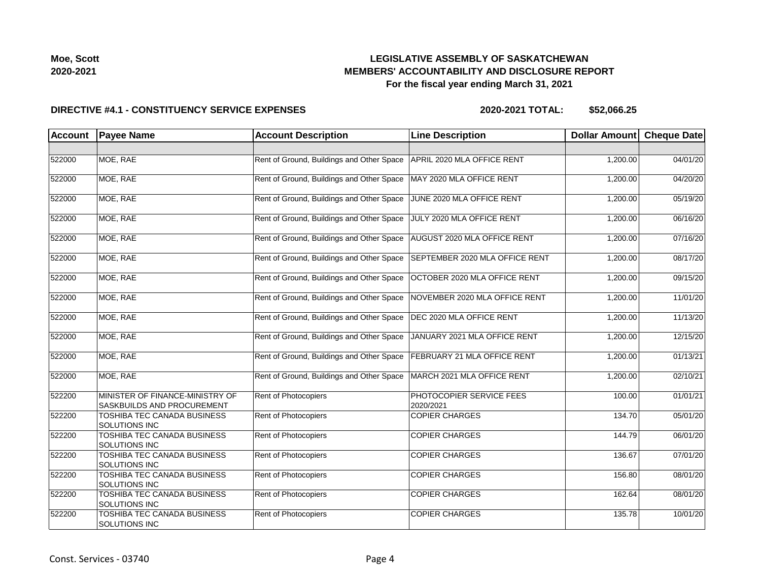Moe, Scott
2020-2021

# LEGISLATIVE ASSEMBLY OF SASKATCHEWAN
## MEMBERS' ACCOUNTABILITY AND DISCLOSURE REPORT
### For the fiscal year ending March 31, 2021

**DIRECTIVE #4.1 - CONSTITUENCY SERVICE EXPENSES** **2020-2021 TOTAL: $52,066.25**

| Account | Payee Name | Account Description | Line Description | Dollar Amount | Cheque Date |
|---|---|---|---|---|---|
| | | | | | |
| 522000 | MOE, RAE | Rent of Ground, Buildings and Other Space | APRIL 2020 MLA OFFICE RENT | 1,200.00 | 04/01/20 |
| 522000 | MOE, RAE | Rent of Ground, Buildings and Other Space | MAY 2020 MLA OFFICE RENT | 1,200.00 | 04/20/20 |
| 522000 | MOE, RAE | Rent of Ground, Buildings and Other Space | JUNE 2020 MLA OFFICE RENT | 1,200.00 | 05/19/20 |
| 522000 | MOE, RAE | Rent of Ground, Buildings and Other Space | JULY 2020 MLA OFFICE RENT | 1,200.00 | 06/16/20 |
| 522000 | MOE, RAE | Rent of Ground, Buildings and Other Space | AUGUST 2020 MLA OFFICE RENT | 1,200.00 | 07/16/20 |
| 522000 | MOE, RAE | Rent of Ground, Buildings and Other Space | SEPTEMBER 2020 MLA OFFICE RENT | 1,200.00 | 08/17/20 |
| 522000 | MOE, RAE | Rent of Ground, Buildings and Other Space | OCTOBER 2020 MLA OFFICE RENT | 1,200.00 | 09/15/20 |
| 522000 | MOE, RAE | Rent of Ground, Buildings and Other Space | NOVEMBER 2020 MLA OFFICE RENT | 1,200.00 | 11/01/20 |
| 522000 | MOE, RAE | Rent of Ground, Buildings and Other Space | DEC 2020 MLA OFFICE RENT | 1,200.00 | 11/13/20 |
| 522000 | MOE, RAE | Rent of Ground, Buildings and Other Space | JANUARY 2021 MLA OFFICE RENT | 1,200.00 | 12/15/20 |
| 522000 | MOE, RAE | Rent of Ground, Buildings and Other Space | FEBRUARY 21 MLA OFFICE RENT | 1,200.00 | 01/13/21 |
| 522000 | MOE, RAE | Rent of Ground, Buildings and Other Space | MARCH 2021 MLA OFFICE RENT | 1,200.00 | 02/10/21 |
| 522200 | MINISTER OF FINANCE-MINISTRY OF SASKBUILDS AND PROCUREMENT | Rent of Photocopiers | PHOTOCOPIER SERVICE FEES 2020/2021 | 100.00 | 01/01/21 |
| 522200 | TOSHIBA TEC CANADA BUSINESS SOLUTIONS INC | Rent of Photocopiers | COPIER CHARGES | 134.70 | 05/01/20 |
| 522200 | TOSHIBA TEC CANADA BUSINESS SOLUTIONS INC | Rent of Photocopiers | COPIER CHARGES | 144.79 | 06/01/20 |
| 522200 | TOSHIBA TEC CANADA BUSINESS SOLUTIONS INC | Rent of Photocopiers | COPIER CHARGES | 136.67 | 07/01/20 |
| 522200 | TOSHIBA TEC CANADA BUSINESS SOLUTIONS INC | Rent of Photocopiers | COPIER CHARGES | 156.80 | 08/01/20 |
| 522200 | TOSHIBA TEC CANADA BUSINESS SOLUTIONS INC | Rent of Photocopiers | COPIER CHARGES | 162.64 | 08/01/20 |
| 522200 | TOSHIBA TEC CANADA BUSINESS SOLUTIONS INC | Rent of Photocopiers | COPIER CHARGES | 135.78 | 10/01/20 |

Const. Services - 03740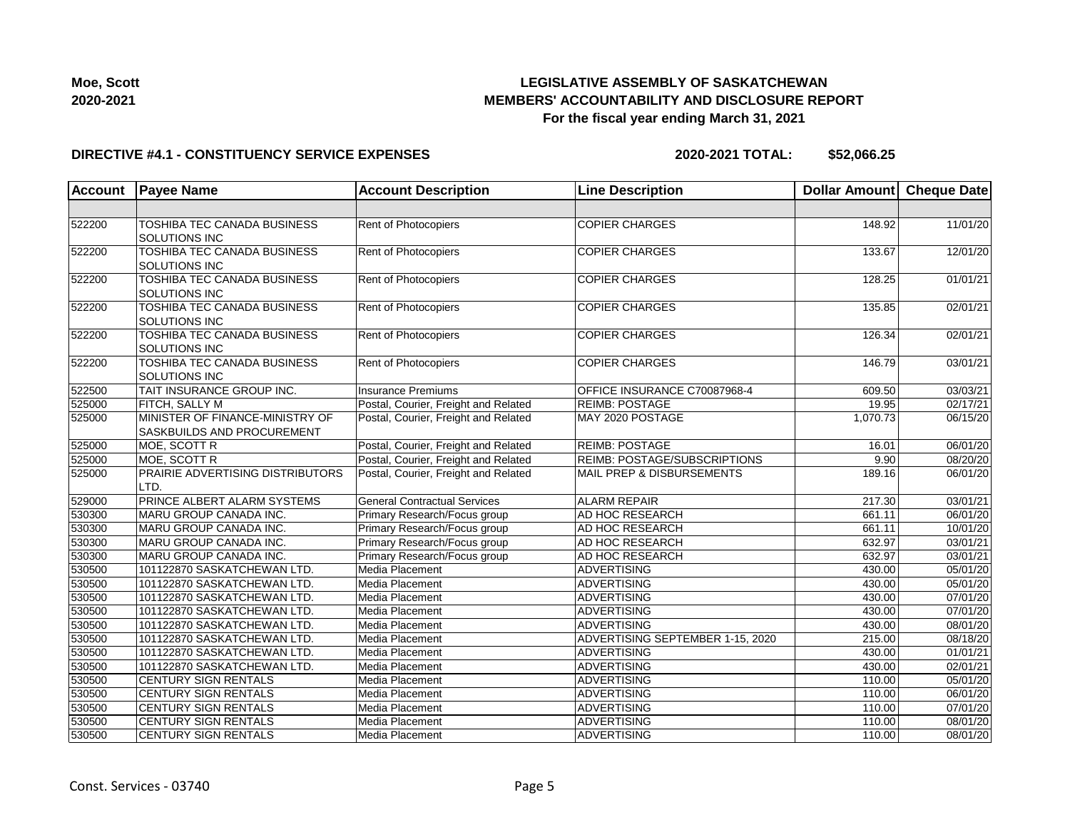**LEGISLATIVE ASSEMBLY OF SASKATCHEWAN**
**MEMBERS' ACCOUNTABILITY AND DISCLOSURE REPORT**
**For the fiscal year ending March 31, 2021**

**Moe, Scott**
**2020-2021**

**DIRECTIVE #4.1 - CONSTITUENCY SERVICE EXPENSES** **2020-2021 TOTAL: $52,066.25**

| Account | Payee Name | Account Description | Line Description | Dollar Amount | Cheque Date |
|---|---|---|---|---|---|
| | | | | | |
| 522200 | TOSHIBA TEC CANADA BUSINESS SOLUTIONS INC | Rent of Photocopiers | COPIER CHARGES | 148.92 | 11/01/20 |
| 522200 | TOSHIBA TEC CANADA BUSINESS SOLUTIONS INC | Rent of Photocopiers | COPIER CHARGES | 133.67 | 12/01/20 |
| 522200 | TOSHIBA TEC CANADA BUSINESS SOLUTIONS INC | Rent of Photocopiers | COPIER CHARGES | 128.25 | 01/01/21 |
| 522200 | TOSHIBA TEC CANADA BUSINESS SOLUTIONS INC | Rent of Photocopiers | COPIER CHARGES | 135.85 | 02/01/21 |
| 522200 | TOSHIBA TEC CANADA BUSINESS SOLUTIONS INC | Rent of Photocopiers | COPIER CHARGES | 126.34 | 02/01/21 |
| 522200 | TOSHIBA TEC CANADA BUSINESS SOLUTIONS INC | Rent of Photocopiers | COPIER CHARGES | 146.79 | 03/01/21 |
| 522500 | TAIT INSURANCE GROUP INC. | Insurance Premiums | OFFICE INSURANCE C70087968-4 | 609.50 | 03/03/21 |
| 525000 | FITCH, SALLY M | Postal, Courier, Freight and Related | REIMB: POSTAGE | 19.95 | 02/17/21 |
| 525000 | MINISTER OF FINANCE-MINISTRY OF SASKBUILDS AND PROCUREMENT | Postal, Courier, Freight and Related | MAY 2020 POSTAGE | 1,070.73 | 06/15/20 |
| 525000 | MOE, SCOTT R | Postal, Courier, Freight and Related | REIMB: POSTAGE | 16.01 | 06/01/20 |
| 525000 | MOE, SCOTT R | Postal, Courier, Freight and Related | REIMB: POSTAGE/SUBSCRIPTIONS | 9.90 | 08/20/20 |
| 525000 | PRAIRIE ADVERTISING DISTRIBUTORS LTD. | Postal, Courier, Freight and Related | MAIL PREP & DISBURSEMENTS | 189.16 | 06/01/20 |
| 529000 | PRINCE ALBERT ALARM SYSTEMS | General Contractual Services | ALARM REPAIR | 217.30 | 03/01/21 |
| 530300 | MARU GROUP CANADA INC. | Primary Research/Focus group | AD HOC RESEARCH | 661.11 | 06/01/20 |
| 530300 | MARU GROUP CANADA INC. | Primary Research/Focus group | AD HOC RESEARCH | 661.11 | 10/01/20 |
| 530300 | MARU GROUP CANADA INC. | Primary Research/Focus group | AD HOC RESEARCH | 632.97 | 03/01/21 |
| 530300 | MARU GROUP CANADA INC. | Primary Research/Focus group | AD HOC RESEARCH | 632.97 | 03/01/21 |
| 530500 | 101122870 SASKATCHEWAN LTD. | Media Placement | ADVERTISING | 430.00 | 05/01/20 |
| 530500 | 101122870 SASKATCHEWAN LTD. | Media Placement | ADVERTISING | 430.00 | 05/01/20 |
| 530500 | 101122870 SASKATCHEWAN LTD. | Media Placement | ADVERTISING | 430.00 | 07/01/20 |
| 530500 | 101122870 SASKATCHEWAN LTD. | Media Placement | ADVERTISING | 430.00 | 07/01/20 |
| 530500 | 101122870 SASKATCHEWAN LTD. | Media Placement | ADVERTISING | 430.00 | 08/01/20 |
| 530500 | 101122870 SASKATCHEWAN LTD. | Media Placement | ADVERTISING SEPTEMBER 1-15, 2020 | 215.00 | 08/18/20 |
| 530500 | 101122870 SASKATCHEWAN LTD. | Media Placement | ADVERTISING | 430.00 | 01/01/21 |
| 530500 | 101122870 SASKATCHEWAN LTD. | Media Placement | ADVERTISING | 430.00 | 02/01/21 |
| 530500 | CENTURY SIGN RENTALS | Media Placement | ADVERTISING | 110.00 | 05/01/20 |
| 530500 | CENTURY SIGN RENTALS | Media Placement | ADVERTISING | 110.00 | 06/01/20 |
| 530500 | CENTURY SIGN RENTALS | Media Placement | ADVERTISING | 110.00 | 07/01/20 |
| 530500 | CENTURY SIGN RENTALS | Media Placement | ADVERTISING | 110.00 | 08/01/20 |
| 530500 | CENTURY SIGN RENTALS | Media Placement | ADVERTISING | 110.00 | 08/01/20 |

Const. Services - 03740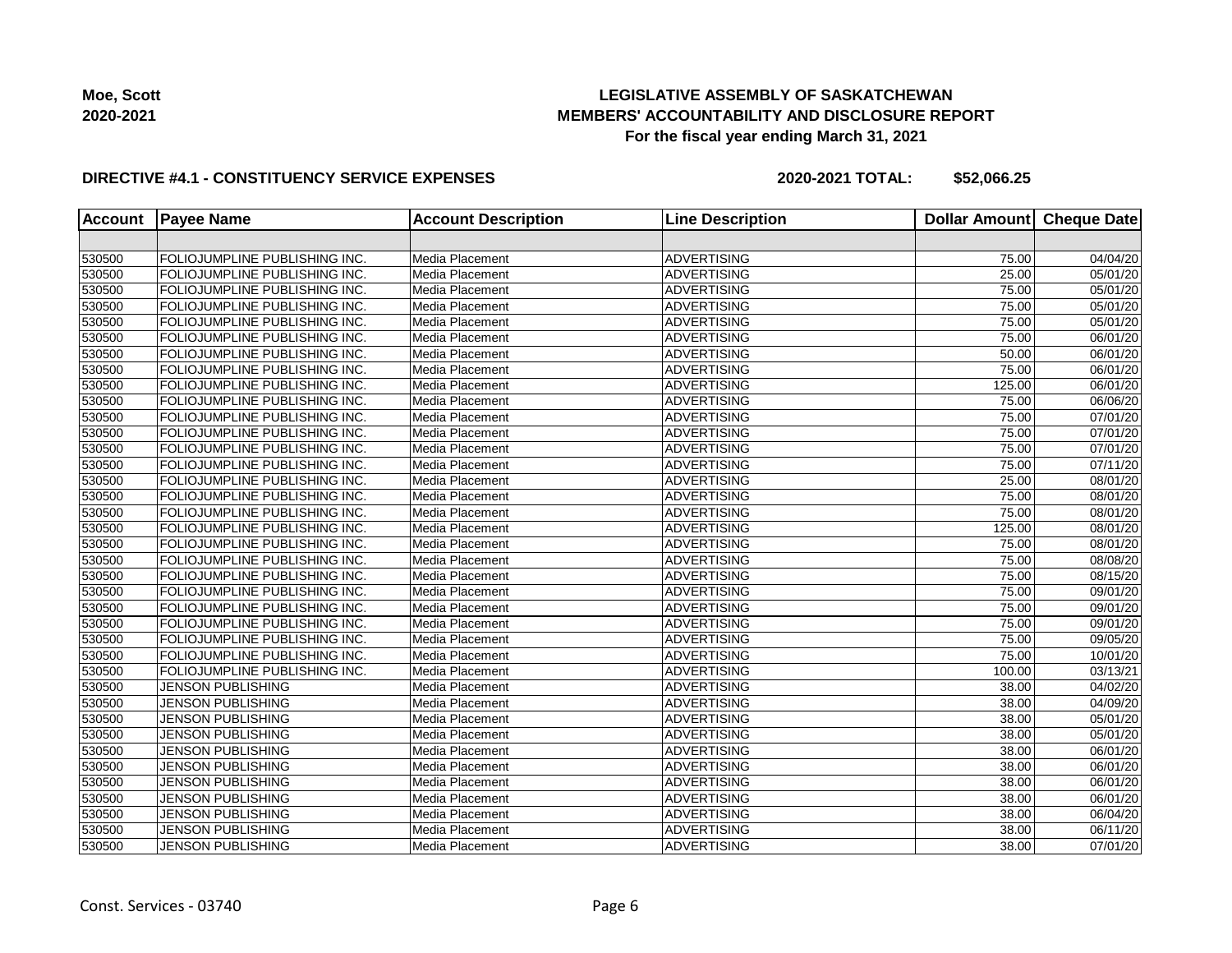**Moe, Scott**
**2020-2021**

# LEGISLATIVE ASSEMBLY OF SASKATCHEWAN
## MEMBERS' ACCOUNTABILITY AND DISCLOSURE REPORT
### For the fiscal year ending March 31, 2021

**DIRECTIVE #4.1 - CONSTITUENCY SERVICE EXPENSES** **2020-2021 TOTAL: $52,066.25**

| Account | Payee Name | Account Description | Line Description | Dollar Amount | Cheque Date |
|---|---|---|---|---|---|
| | | | | | |
| 530500 | FOLIOJUMPLINE PUBLISHING INC. | Media Placement | ADVERTISING | 75.00 | 04/04/20 |
| 530500 | FOLIOJUMPLINE PUBLISHING INC. | Media Placement | ADVERTISING | 25.00 | 05/01/20 |
| 530500 | FOLIOJUMPLINE PUBLISHING INC. | Media Placement | ADVERTISING | 75.00 | 05/01/20 |
| 530500 | FOLIOJUMPLINE PUBLISHING INC. | Media Placement | ADVERTISING | 75.00 | 05/01/20 |
| 530500 | FOLIOJUMPLINE PUBLISHING INC. | Media Placement | ADVERTISING | 75.00 | 05/01/20 |
| 530500 | FOLIOJUMPLINE PUBLISHING INC. | Media Placement | ADVERTISING | 75.00 | 06/01/20 |
| 530500 | FOLIOJUMPLINE PUBLISHING INC. | Media Placement | ADVERTISING | 50.00 | 06/01/20 |
| 530500 | FOLIOJUMPLINE PUBLISHING INC. | Media Placement | ADVERTISING | 75.00 | 06/01/20 |
| 530500 | FOLIOJUMPLINE PUBLISHING INC. | Media Placement | ADVERTISING | 125.00 | 06/01/20 |
| 530500 | FOLIOJUMPLINE PUBLISHING INC. | Media Placement | ADVERTISING | 75.00 | 06/06/20 |
| 530500 | FOLIOJUMPLINE PUBLISHING INC. | Media Placement | ADVERTISING | 75.00 | 07/01/20 |
| 530500 | FOLIOJUMPLINE PUBLISHING INC. | Media Placement | ADVERTISING | 75.00 | 07/01/20 |
| 530500 | FOLIOJUMPLINE PUBLISHING INC. | Media Placement | ADVERTISING | 75.00 | 07/01/20 |
| 530500 | FOLIOJUMPLINE PUBLISHING INC. | Media Placement | ADVERTISING | 75.00 | 07/11/20 |
| 530500 | FOLIOJUMPLINE PUBLISHING INC. | Media Placement | ADVERTISING | 25.00 | 08/01/20 |
| 530500 | FOLIOJUMPLINE PUBLISHING INC. | Media Placement | ADVERTISING | 75.00 | 08/01/20 |
| 530500 | FOLIOJUMPLINE PUBLISHING INC. | Media Placement | ADVERTISING | 75.00 | 08/01/20 |
| 530500 | FOLIOJUMPLINE PUBLISHING INC. | Media Placement | ADVERTISING | 125.00 | 08/01/20 |
| 530500 | FOLIOJUMPLINE PUBLISHING INC. | Media Placement | ADVERTISING | 75.00 | 08/01/20 |
| 530500 | FOLIOJUMPLINE PUBLISHING INC. | Media Placement | ADVERTISING | 75.00 | 08/08/20 |
| 530500 | FOLIOJUMPLINE PUBLISHING INC. | Media Placement | ADVERTISING | 75.00 | 08/15/20 |
| 530500 | FOLIOJUMPLINE PUBLISHING INC. | Media Placement | ADVERTISING | 75.00 | 09/01/20 |
| 530500 | FOLIOJUMPLINE PUBLISHING INC. | Media Placement | ADVERTISING | 75.00 | 09/01/20 |
| 530500 | FOLIOJUMPLINE PUBLISHING INC. | Media Placement | ADVERTISING | 75.00 | 09/01/20 |
| 530500 | FOLIOJUMPLINE PUBLISHING INC. | Media Placement | ADVERTISING | 75.00 | 09/05/20 |
| 530500 | FOLIOJUMPLINE PUBLISHING INC. | Media Placement | ADVERTISING | 75.00 | 10/01/20 |
| 530500 | FOLIOJUMPLINE PUBLISHING INC. | Media Placement | ADVERTISING | 100.00 | 03/13/21 |
| 530500 | JENSON PUBLISHING | Media Placement | ADVERTISING | 38.00 | 04/02/20 |
| 530500 | JENSON PUBLISHING | Media Placement | ADVERTISING | 38.00 | 04/09/20 |
| 530500 | JENSON PUBLISHING | Media Placement | ADVERTISING | 38.00 | 05/01/20 |
| 530500 | JENSON PUBLISHING | Media Placement | ADVERTISING | 38.00 | 05/01/20 |
| 530500 | JENSON PUBLISHING | Media Placement | ADVERTISING | 38.00 | 06/01/20 |
| 530500 | JENSON PUBLISHING | Media Placement | ADVERTISING | 38.00 | 06/01/20 |
| 530500 | JENSON PUBLISHING | Media Placement | ADVERTISING | 38.00 | 06/01/20 |
| 530500 | JENSON PUBLISHING | Media Placement | ADVERTISING | 38.00 | 06/01/20 |
| 530500 | JENSON PUBLISHING | Media Placement | ADVERTISING | 38.00 | 06/04/20 |
| 530500 | JENSON PUBLISHING | Media Placement | ADVERTISING | 38.00 | 06/11/20 |
| 530500 | JENSON PUBLISHING | Media Placement | ADVERTISING | 38.00 | 07/01/20 |

Const. Services - 03740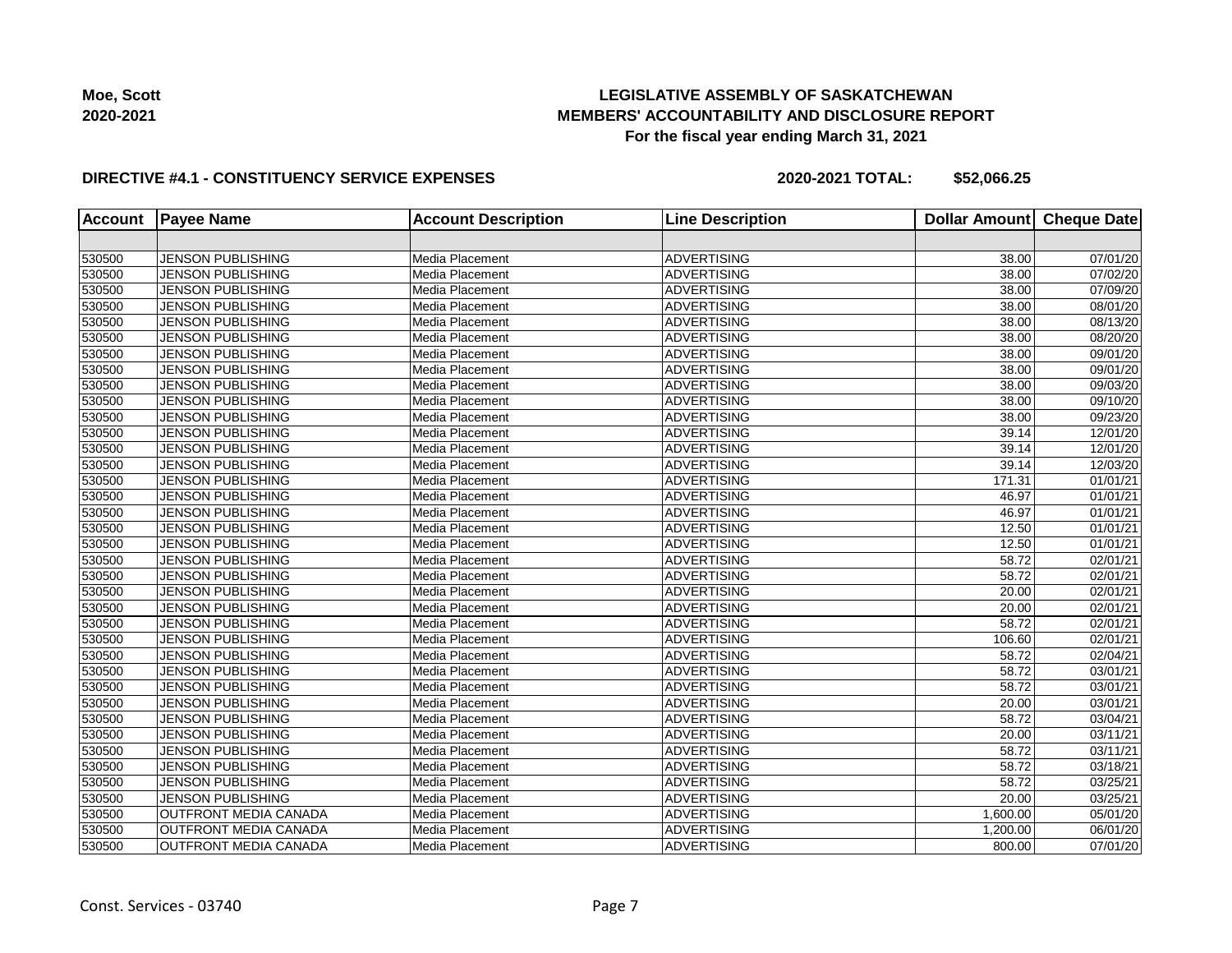Moe, Scott
2020-2021

# LEGISLATIVE ASSEMBLY OF SASKATCHEWAN
## MEMBERS' ACCOUNTABILITY AND DISCLOSURE REPORT
### For the fiscal year ending March 31, 2021

**DIRECTIVE #4.1 - CONSTITUENCY SERVICE EXPENSES** **2020-2021 TOTAL: $52,066.25**

| Account | Payee Name | Account Description | Line Description | Dollar Amount | Cheque Date |
|---|---|---|---|---|---|
| | | | | | |
| 530500 | JENSON PUBLISHING | Media Placement | ADVERTISING | 38.00 | 07/01/20 |
| 530500 | JENSON PUBLISHING | Media Placement | ADVERTISING | 38.00 | 07/02/20 |
| 530500 | JENSON PUBLISHING | Media Placement | ADVERTISING | 38.00 | 07/09/20 |
| 530500 | JENSON PUBLISHING | Media Placement | ADVERTISING | 38.00 | 08/01/20 |
| 530500 | JENSON PUBLISHING | Media Placement | ADVERTISING | 38.00 | 08/13/20 |
| 530500 | JENSON PUBLISHING | Media Placement | ADVERTISING | 38.00 | 08/20/20 |
| 530500 | JENSON PUBLISHING | Media Placement | ADVERTISING | 38.00 | 09/01/20 |
| 530500 | JENSON PUBLISHING | Media Placement | ADVERTISING | 38.00 | 09/01/20 |
| 530500 | JENSON PUBLISHING | Media Placement | ADVERTISING | 38.00 | 09/03/20 |
| 530500 | JENSON PUBLISHING | Media Placement | ADVERTISING | 38.00 | 09/10/20 |
| 530500 | JENSON PUBLISHING | Media Placement | ADVERTISING | 38.00 | 09/23/20 |
| 530500 | JENSON PUBLISHING | Media Placement | ADVERTISING | 39.14 | 12/01/20 |
| 530500 | JENSON PUBLISHING | Media Placement | ADVERTISING | 39.14 | 12/01/20 |
| 530500 | JENSON PUBLISHING | Media Placement | ADVERTISING | 39.14 | 12/03/20 |
| 530500 | JENSON PUBLISHING | Media Placement | ADVERTISING | 171.31 | 01/01/21 |
| 530500 | JENSON PUBLISHING | Media Placement | ADVERTISING | 46.97 | 01/01/21 |
| 530500 | JENSON PUBLISHING | Media Placement | ADVERTISING | 46.97 | 01/01/21 |
| 530500 | JENSON PUBLISHING | Media Placement | ADVERTISING | 12.50 | 01/01/21 |
| 530500 | JENSON PUBLISHING | Media Placement | ADVERTISING | 12.50 | 01/01/21 |
| 530500 | JENSON PUBLISHING | Media Placement | ADVERTISING | 58.72 | 02/01/21 |
| 530500 | JENSON PUBLISHING | Media Placement | ADVERTISING | 58.72 | 02/01/21 |
| 530500 | JENSON PUBLISHING | Media Placement | ADVERTISING | 20.00 | 02/01/21 |
| 530500 | JENSON PUBLISHING | Media Placement | ADVERTISING | 20.00 | 02/01/21 |
| 530500 | JENSON PUBLISHING | Media Placement | ADVERTISING | 58.72 | 02/01/21 |
| 530500 | JENSON PUBLISHING | Media Placement | ADVERTISING | 106.60 | 02/01/21 |
| 530500 | JENSON PUBLISHING | Media Placement | ADVERTISING | 58.72 | 02/04/21 |
| 530500 | JENSON PUBLISHING | Media Placement | ADVERTISING | 58.72 | 03/01/21 |
| 530500 | JENSON PUBLISHING | Media Placement | ADVERTISING | 58.72 | 03/01/21 |
| 530500 | JENSON PUBLISHING | Media Placement | ADVERTISING | 20.00 | 03/01/21 |
| 530500 | JENSON PUBLISHING | Media Placement | ADVERTISING | 58.72 | 03/04/21 |
| 530500 | JENSON PUBLISHING | Media Placement | ADVERTISING | 20.00 | 03/11/21 |
| 530500 | JENSON PUBLISHING | Media Placement | ADVERTISING | 58.72 | 03/11/21 |
| 530500 | JENSON PUBLISHING | Media Placement | ADVERTISING | 58.72 | 03/18/21 |
| 530500 | JENSON PUBLISHING | Media Placement | ADVERTISING | 58.72 | 03/25/21 |
| 530500 | JENSON PUBLISHING | Media Placement | ADVERTISING | 20.00 | 03/25/21 |
| 530500 | OUTFRONT MEDIA CANADA | Media Placement | ADVERTISING | 1,600.00 | 05/01/20 |
| 530500 | OUTFRONT MEDIA CANADA | Media Placement | ADVERTISING | 1,200.00 | 06/01/20 |
| 530500 | OUTFRONT MEDIA CANADA | Media Placement | ADVERTISING | 800.00 | 07/01/20 |

Const. Services - 03740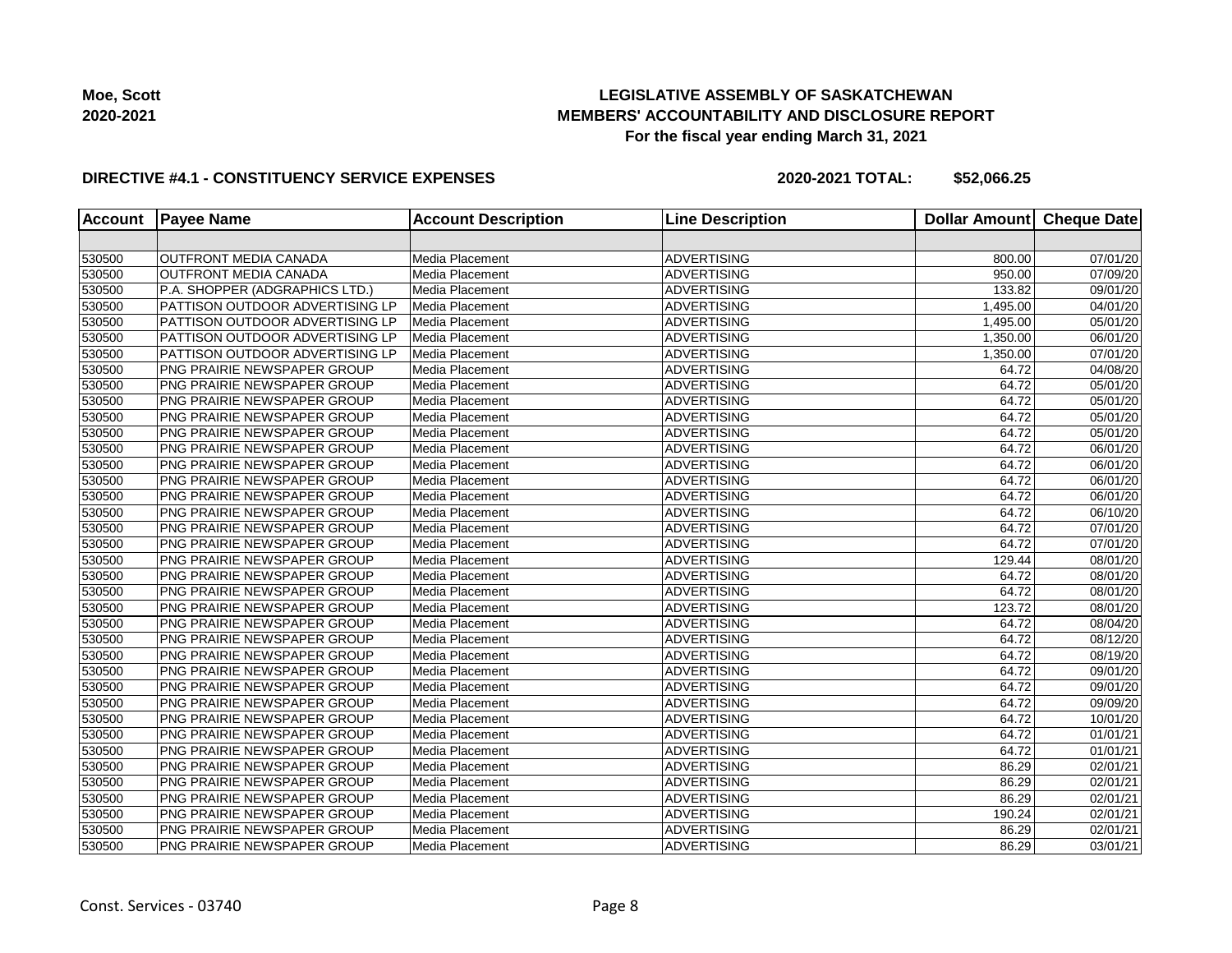**Moe, Scott**
**2020-2021**

**LEGISLATIVE ASSEMBLY OF SASKATCHEWAN**
**MEMBERS' ACCOUNTABILITY AND DISCLOSURE REPORT**
**For the fiscal year ending March 31, 2021**

**DIRECTIVE #4.1 - CONSTITUENCY SERVICE EXPENSES** **2020-2021 TOTAL: $52,066.25**

| Account | Payee Name | Account Description | Line Description | Dollar Amount | Cheque Date |
|---|---|---|---|---|---|
| | | | | | |
| 530500 | OUTFRONT MEDIA CANADA | Media Placement | ADVERTISING | 800.00 | 07/01/20 |
| 530500 | OUTFRONT MEDIA CANADA | Media Placement | ADVERTISING | 950.00 | 07/09/20 |
| 530500 | P.A. SHOPPER (ADGRAPHICS LTD.) | Media Placement | ADVERTISING | 133.82 | 09/01/20 |
| 530500 | PATTISON OUTDOOR ADVERTISING LP | Media Placement | ADVERTISING | 1,495.00 | 04/01/20 |
| 530500 | PATTISON OUTDOOR ADVERTISING LP | Media Placement | ADVERTISING | 1,495.00 | 05/01/20 |
| 530500 | PATTISON OUTDOOR ADVERTISING LP | Media Placement | ADVERTISING | 1,350.00 | 06/01/20 |
| 530500 | PATTISON OUTDOOR ADVERTISING LP | Media Placement | ADVERTISING | 1,350.00 | 07/01/20 |
| 530500 | PNG PRAIRIE NEWSPAPER GROUP | Media Placement | ADVERTISING | 64.72 | 04/08/20 |
| 530500 | PNG PRAIRIE NEWSPAPER GROUP | Media Placement | ADVERTISING | 64.72 | 05/01/20 |
| 530500 | PNG PRAIRIE NEWSPAPER GROUP | Media Placement | ADVERTISING | 64.72 | 05/01/20 |
| 530500 | PNG PRAIRIE NEWSPAPER GROUP | Media Placement | ADVERTISING | 64.72 | 05/01/20 |
| 530500 | PNG PRAIRIE NEWSPAPER GROUP | Media Placement | ADVERTISING | 64.72 | 05/01/20 |
| 530500 | PNG PRAIRIE NEWSPAPER GROUP | Media Placement | ADVERTISING | 64.72 | 06/01/20 |
| 530500 | PNG PRAIRIE NEWSPAPER GROUP | Media Placement | ADVERTISING | 64.72 | 06/01/20 |
| 530500 | PNG PRAIRIE NEWSPAPER GROUP | Media Placement | ADVERTISING | 64.72 | 06/01/20 |
| 530500 | PNG PRAIRIE NEWSPAPER GROUP | Media Placement | ADVERTISING | 64.72 | 06/01/20 |
| 530500 | PNG PRAIRIE NEWSPAPER GROUP | Media Placement | ADVERTISING | 64.72 | 06/10/20 |
| 530500 | PNG PRAIRIE NEWSPAPER GROUP | Media Placement | ADVERTISING | 64.72 | 07/01/20 |
| 530500 | PNG PRAIRIE NEWSPAPER GROUP | Media Placement | ADVERTISING | 64.72 | 07/01/20 |
| 530500 | PNG PRAIRIE NEWSPAPER GROUP | Media Placement | ADVERTISING | 129.44 | 08/01/20 |
| 530500 | PNG PRAIRIE NEWSPAPER GROUP | Media Placement | ADVERTISING | 64.72 | 08/01/20 |
| 530500 | PNG PRAIRIE NEWSPAPER GROUP | Media Placement | ADVERTISING | 64.72 | 08/01/20 |
| 530500 | PNG PRAIRIE NEWSPAPER GROUP | Media Placement | ADVERTISING | 123.72 | 08/01/20 |
| 530500 | PNG PRAIRIE NEWSPAPER GROUP | Media Placement | ADVERTISING | 64.72 | 08/04/20 |
| 530500 | PNG PRAIRIE NEWSPAPER GROUP | Media Placement | ADVERTISING | 64.72 | 08/12/20 |
| 530500 | PNG PRAIRIE NEWSPAPER GROUP | Media Placement | ADVERTISING | 64.72 | 08/19/20 |
| 530500 | PNG PRAIRIE NEWSPAPER GROUP | Media Placement | ADVERTISING | 64.72 | 09/01/20 |
| 530500 | PNG PRAIRIE NEWSPAPER GROUP | Media Placement | ADVERTISING | 64.72 | 09/01/20 |
| 530500 | PNG PRAIRIE NEWSPAPER GROUP | Media Placement | ADVERTISING | 64.72 | 09/09/20 |
| 530500 | PNG PRAIRIE NEWSPAPER GROUP | Media Placement | ADVERTISING | 64.72 | 10/01/20 |
| 530500 | PNG PRAIRIE NEWSPAPER GROUP | Media Placement | ADVERTISING | 64.72 | 01/01/21 |
| 530500 | PNG PRAIRIE NEWSPAPER GROUP | Media Placement | ADVERTISING | 64.72 | 01/01/21 |
| 530500 | PNG PRAIRIE NEWSPAPER GROUP | Media Placement | ADVERTISING | 86.29 | 02/01/21 |
| 530500 | PNG PRAIRIE NEWSPAPER GROUP | Media Placement | ADVERTISING | 86.29 | 02/01/21 |
| 530500 | PNG PRAIRIE NEWSPAPER GROUP | Media Placement | ADVERTISING | 86.29 | 02/01/21 |
| 530500 | PNG PRAIRIE NEWSPAPER GROUP | Media Placement | ADVERTISING | 190.24 | 02/01/21 |
| 530500 | PNG PRAIRIE NEWSPAPER GROUP | Media Placement | ADVERTISING | 86.29 | 02/01/21 |
| 530500 | PNG PRAIRIE NEWSPAPER GROUP | Media Placement | ADVERTISING | 86.29 | 03/01/21 |

Const. Services - 03740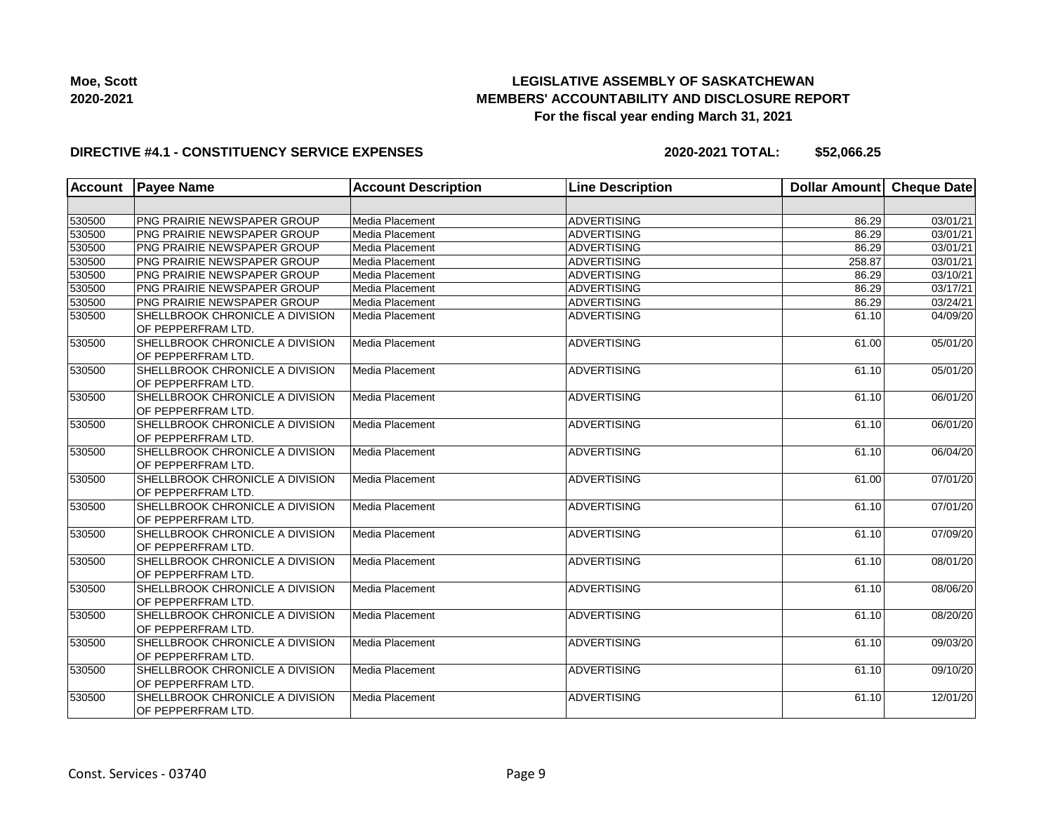**Moe, Scott**
**2020-2021**

## LEGISLATIVE ASSEMBLY OF SASKATCHEWAN
## MEMBERS' ACCOUNTABILITY AND DISCLOSURE REPORT
### For the fiscal year ending March 31, 2021

**DIRECTIVE #4.1 - CONSTITUENCY SERVICE EXPENSES** **2020-2021 TOTAL: $52,066.25**

| Account | Payee Name | Account Description | Line Description | Dollar Amount | Cheque Date |
|---|---|---|---|---|---|
| | | | | | |
| 530500 | PNG PRAIRIE NEWSPAPER GROUP | Media Placement | ADVERTISING | 86.29 | 03/01/21 |
| 530500 | PNG PRAIRIE NEWSPAPER GROUP | Media Placement | ADVERTISING | 86.29 | 03/01/21 |
| 530500 | PNG PRAIRIE NEWSPAPER GROUP | Media Placement | ADVERTISING | 86.29 | 03/01/21 |
| 530500 | PNG PRAIRIE NEWSPAPER GROUP | Media Placement | ADVERTISING | 258.87 | 03/01/21 |
| 530500 | PNG PRAIRIE NEWSPAPER GROUP | Media Placement | ADVERTISING | 86.29 | 03/10/21 |
| 530500 | PNG PRAIRIE NEWSPAPER GROUP | Media Placement | ADVERTISING | 86.29 | 03/17/21 |
| 530500 | PNG PRAIRIE NEWSPAPER GROUP | Media Placement | ADVERTISING | 86.29 | 03/24/21 |
| 530500 | SHELLBROOK CHRONICLE A DIVISION OF PEPPERFRAM LTD. | Media Placement | ADVERTISING | 61.10 | 04/09/20 |
| 530500 | SHELLBROOK CHRONICLE A DIVISION OF PEPPERFRAM LTD. | Media Placement | ADVERTISING | 61.00 | 05/01/20 |
| 530500 | SHELLBROOK CHRONICLE A DIVISION OF PEPPERFRAM LTD. | Media Placement | ADVERTISING | 61.10 | 05/01/20 |
| 530500 | SHELLBROOK CHRONICLE A DIVISION OF PEPPERFRAM LTD. | Media Placement | ADVERTISING | 61.10 | 06/01/20 |
| 530500 | SHELLBROOK CHRONICLE A DIVISION OF PEPPERFRAM LTD. | Media Placement | ADVERTISING | 61.10 | 06/01/20 |
| 530500 | SHELLBROOK CHRONICLE A DIVISION OF PEPPERFRAM LTD. | Media Placement | ADVERTISING | 61.10 | 06/04/20 |
| 530500 | SHELLBROOK CHRONICLE A DIVISION OF PEPPERFRAM LTD. | Media Placement | ADVERTISING | 61.00 | 07/01/20 |
| 530500 | SHELLBROOK CHRONICLE A DIVISION OF PEPPERFRAM LTD. | Media Placement | ADVERTISING | 61.10 | 07/01/20 |
| 530500 | SHELLBROOK CHRONICLE A DIVISION OF PEPPERFRAM LTD. | Media Placement | ADVERTISING | 61.10 | 07/09/20 |
| 530500 | SHELLBROOK CHRONICLE A DIVISION OF PEPPERFRAM LTD. | Media Placement | ADVERTISING | 61.10 | 08/01/20 |
| 530500 | SHELLBROOK CHRONICLE A DIVISION OF PEPPERFRAM LTD. | Media Placement | ADVERTISING | 61.10 | 08/06/20 |
| 530500 | SHELLBROOK CHRONICLE A DIVISION OF PEPPERFRAM LTD. | Media Placement | ADVERTISING | 61.10 | 08/20/20 |
| 530500 | SHELLBROOK CHRONICLE A DIVISION OF PEPPERFRAM LTD. | Media Placement | ADVERTISING | 61.10 | 09/03/20 |
| 530500 | SHELLBROOK CHRONICLE A DIVISION OF PEPPERFRAM LTD. | Media Placement | ADVERTISING | 61.10 | 09/10/20 |
| 530500 | SHELLBROOK CHRONICLE A DIVISION OF PEPPERFRAM LTD. | Media Placement | ADVERTISING | 61.10 | 12/01/20 |

Const. Services - 03740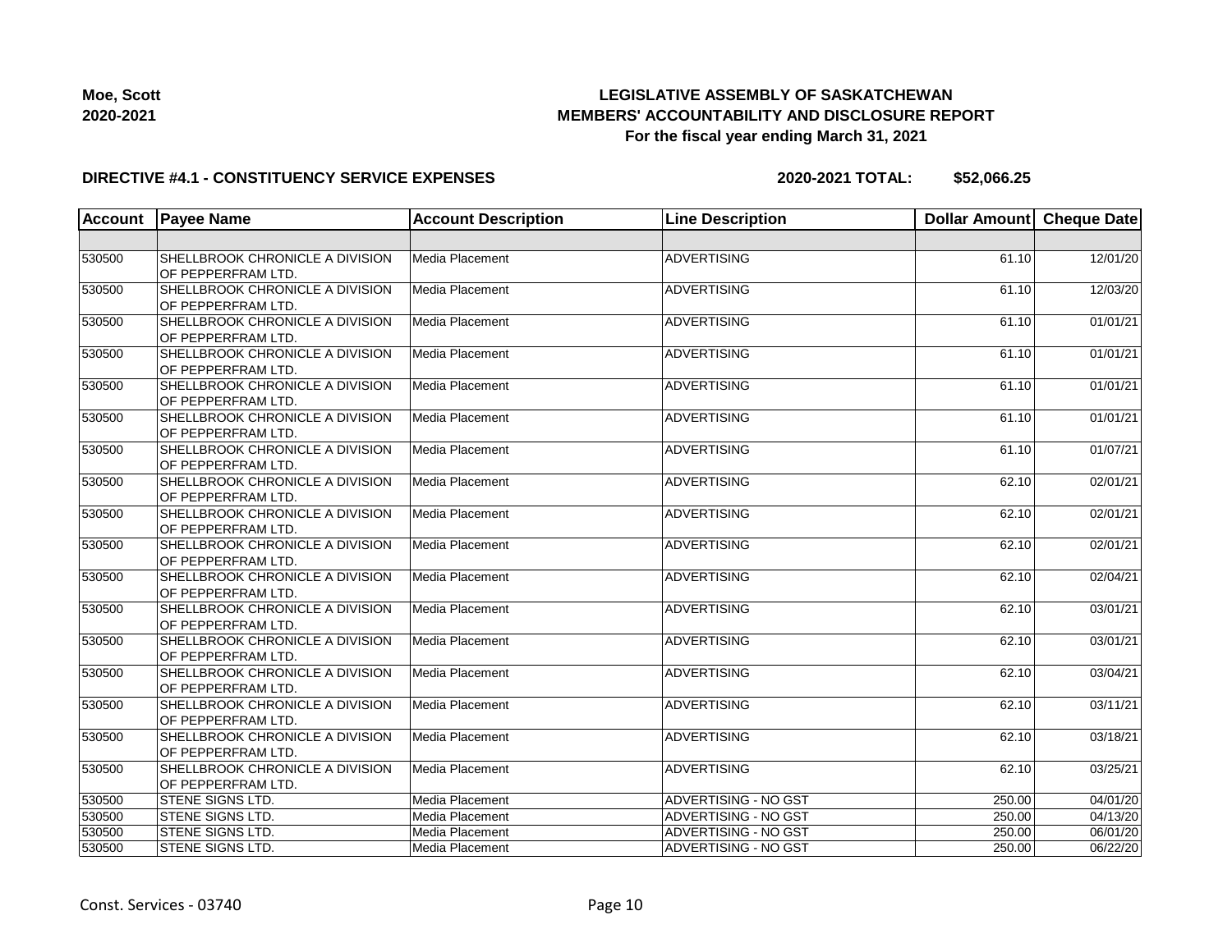**Moe, Scott**
**2020-2021**

**LEGISLATIVE ASSEMBLY OF SASKATCHEWAN**
**MEMBERS' ACCOUNTABILITY AND DISCLOSURE REPORT**
**For the fiscal year ending March 31, 2021**

**DIRECTIVE #4.1 - CONSTITUENCY SERVICE EXPENSES** **2020-2021 TOTAL: $52,066.25**

| Account | Payee Name | Account Description | Line Description | Dollar Amount | Cheque Date |
|---|---|---|---|---|---|
| | | | | | |
| 530500 | SHELLBROOK CHRONICLE A DIVISION OF PEPPERFRAM LTD. | Media Placement | ADVERTISING | 61.10 | 12/01/20 |
| 530500 | SHELLBROOK CHRONICLE A DIVISION OF PEPPERFRAM LTD. | Media Placement | ADVERTISING | 61.10 | 12/03/20 |
| 530500 | SHELLBROOK CHRONICLE A DIVISION OF PEPPERFRAM LTD. | Media Placement | ADVERTISING | 61.10 | 01/01/21 |
| 530500 | SHELLBROOK CHRONICLE A DIVISION OF PEPPERFRAM LTD. | Media Placement | ADVERTISING | 61.10 | 01/01/21 |
| 530500 | SHELLBROOK CHRONICLE A DIVISION OF PEPPERFRAM LTD. | Media Placement | ADVERTISING | 61.10 | 01/01/21 |
| 530500 | SHELLBROOK CHRONICLE A DIVISION OF PEPPERFRAM LTD. | Media Placement | ADVERTISING | 61.10 | 01/01/21 |
| 530500 | SHELLBROOK CHRONICLE A DIVISION OF PEPPERFRAM LTD. | Media Placement | ADVERTISING | 61.10 | 01/07/21 |
| 530500 | SHELLBROOK CHRONICLE A DIVISION OF PEPPERFRAM LTD. | Media Placement | ADVERTISING | 62.10 | 02/01/21 |
| 530500 | SHELLBROOK CHRONICLE A DIVISION OF PEPPERFRAM LTD. | Media Placement | ADVERTISING | 62.10 | 02/01/21 |
| 530500 | SHELLBROOK CHRONICLE A DIVISION OF PEPPERFRAM LTD. | Media Placement | ADVERTISING | 62.10 | 02/01/21 |
| 530500 | SHELLBROOK CHRONICLE A DIVISION OF PEPPERFRAM LTD. | Media Placement | ADVERTISING | 62.10 | 02/04/21 |
| 530500 | SHELLBROOK CHRONICLE A DIVISION OF PEPPERFRAM LTD. | Media Placement | ADVERTISING | 62.10 | 03/01/21 |
| 530500 | SHELLBROOK CHRONICLE A DIVISION OF PEPPERFRAM LTD. | Media Placement | ADVERTISING | 62.10 | 03/01/21 |
| 530500 | SHELLBROOK CHRONICLE A DIVISION OF PEPPERFRAM LTD. | Media Placement | ADVERTISING | 62.10 | 03/04/21 |
| 530500 | SHELLBROOK CHRONICLE A DIVISION OF PEPPERFRAM LTD. | Media Placement | ADVERTISING | 62.10 | 03/11/21 |
| 530500 | SHELLBROOK CHRONICLE A DIVISION OF PEPPERFRAM LTD. | Media Placement | ADVERTISING | 62.10 | 03/18/21 |
| 530500 | SHELLBROOK CHRONICLE A DIVISION OF PEPPERFRAM LTD. | Media Placement | ADVERTISING | 62.10 | 03/25/21 |
| 530500 | STENE SIGNS LTD. | Media Placement | ADVERTISING - NO GST | 250.00 | 04/01/20 |
| 530500 | STENE SIGNS LTD. | Media Placement | ADVERTISING - NO GST | 250.00 | 04/13/20 |
| 530500 | STENE SIGNS LTD. | Media Placement | ADVERTISING - NO GST | 250.00 | 06/01/20 |
| 530500 | STENE SIGNS LTD. | Media Placement | ADVERTISING - NO GST | 250.00 | 06/22/20 |

Const. Services - 03740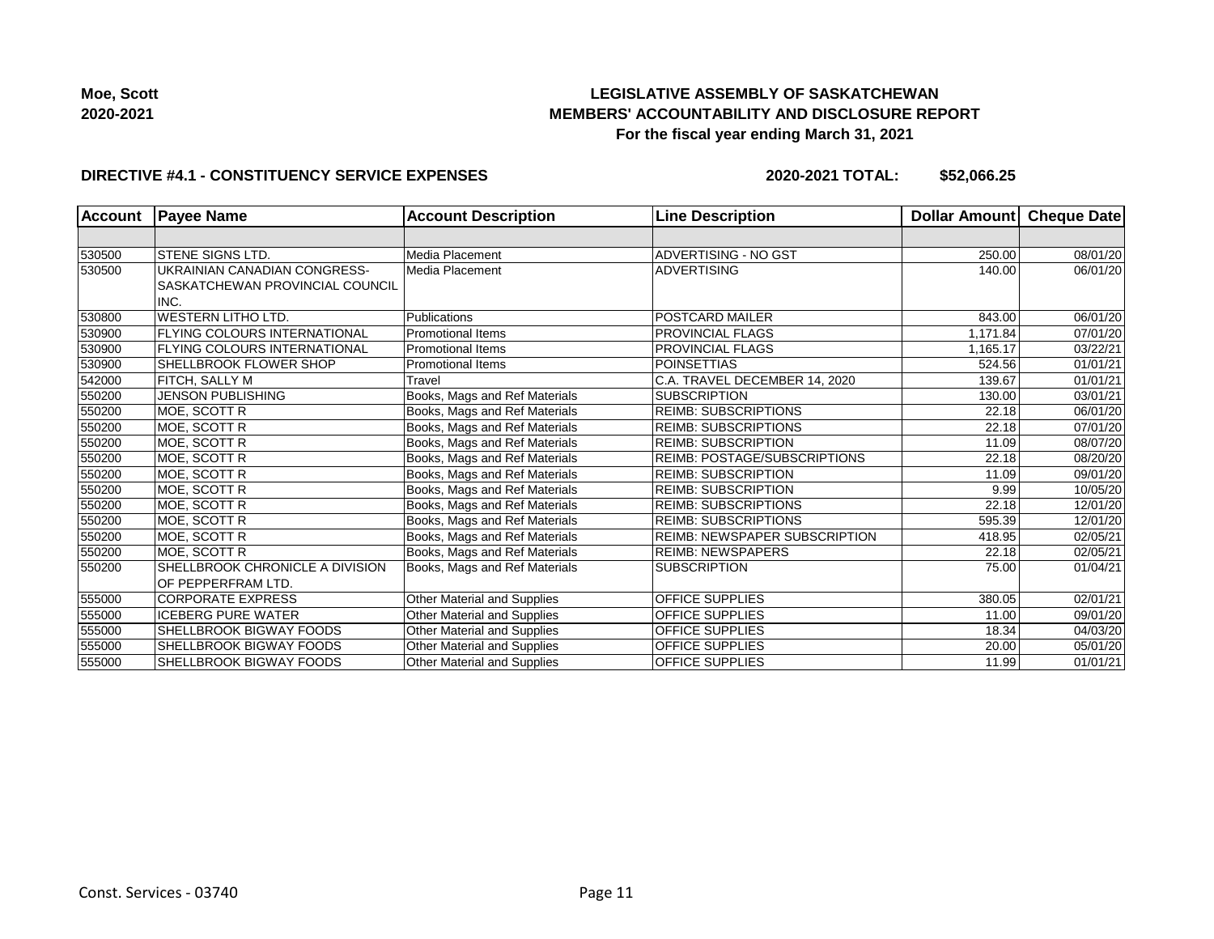Moe, Scott
2020-2021

**LEGISLATIVE ASSEMBLY OF SASKATCHEWAN**
**MEMBERS' ACCOUNTABILITY AND DISCLOSURE REPORT**
**For the fiscal year ending March 31, 2021**

**DIRECTIVE #4.1 - CONSTITUENCY SERVICE EXPENSES** **2020-2021 TOTAL: $52,066.25**

| Account | Payee Name | Account Description | Line Description | Dollar Amount | Cheque Date |
|---|---|---|---|---|---|
| | | | | | |
| 530500 | STENE SIGNS LTD. | Media Placement | ADVERTISING - NO GST | 250.00 | 08/01/20 |
| 530500 | UKRAINIAN CANADIAN CONGRESS-SASKATCHEWAN PROVINCIAL COUNCIL INC. | Media Placement | ADVERTISING | 140.00 | 06/01/20 |
| 530800 | WESTERN LITHO LTD. | Publications | POSTCARD MAILER | 843.00 | 06/01/20 |
| 530900 | FLYING COLOURS INTERNATIONAL | Promotional Items | PROVINCIAL FLAGS | 1,171.84 | 07/01/20 |
| 530900 | FLYING COLOURS INTERNATIONAL | Promotional Items | PROVINCIAL FLAGS | 1,165.17 | 03/22/21 |
| 530900 | SHELLBROOK FLOWER SHOP | Promotional Items | POINSETTIAS | 524.56 | 01/01/21 |
| 542000 | FITCH, SALLY M | Travel | C.A. TRAVEL DECEMBER 14, 2020 | 139.67 | 01/01/21 |
| 550200 | JENSON PUBLISHING | Books, Mags and Ref Materials | SUBSCRIPTION | 130.00 | 03/01/21 |
| 550200 | MOE, SCOTT R | Books, Mags and Ref Materials | REIMB: SUBSCRIPTIONS | 22.18 | 06/01/20 |
| 550200 | MOE, SCOTT R | Books, Mags and Ref Materials | REIMB: SUBSCRIPTIONS | 22.18 | 07/01/20 |
| 550200 | MOE, SCOTT R | Books, Mags and Ref Materials | REIMB: SUBSCRIPTION | 11.09 | 08/07/20 |
| 550200 | MOE, SCOTT R | Books, Mags and Ref Materials | REIMB: POSTAGE/SUBSCRIPTIONS | 22.18 | 08/20/20 |
| 550200 | MOE, SCOTT R | Books, Mags and Ref Materials | REIMB: SUBSCRIPTION | 11.09 | 09/01/20 |
| 550200 | MOE, SCOTT R | Books, Mags and Ref Materials | REIMB: SUBSCRIPTION | 9.99 | 10/05/20 |
| 550200 | MOE, SCOTT R | Books, Mags and Ref Materials | REIMB: SUBSCRIPTIONS | 22.18 | 12/01/20 |
| 550200 | MOE, SCOTT R | Books, Mags and Ref Materials | REIMB: SUBSCRIPTIONS | 595.39 | 12/01/20 |
| 550200 | MOE, SCOTT R | Books, Mags and Ref Materials | REIMB: NEWSPAPER SUBSCRIPTION | 418.95 | 02/05/21 |
| 550200 | MOE, SCOTT R | Books, Mags and Ref Materials | REIMB: NEWSPAPERS | 22.18 | 02/05/21 |
| 550200 | SHELLBROOK CHRONICLE A DIVISION OF PEPPERFRAM LTD. | Books, Mags and Ref Materials | SUBSCRIPTION | 75.00 | 01/04/21 |
| 555000 | CORPORATE EXPRESS | Other Material and Supplies | OFFICE SUPPLIES | 380.05 | 02/01/21 |
| 555000 | ICEBERG PURE WATER | Other Material and Supplies | OFFICE SUPPLIES | 11.00 | 09/01/20 |
| 555000 | SHELLBROOK BIGWAY FOODS | Other Material and Supplies | OFFICE SUPPLIES | 18.34 | 04/03/20 |
| 555000 | SHELLBROOK BIGWAY FOODS | Other Material and Supplies | OFFICE SUPPLIES | 20.00 | 05/01/20 |
| 555000 | SHELLBROOK BIGWAY FOODS | Other Material and Supplies | OFFICE SUPPLIES | 11.99 | 01/01/21 |

Const. Services - 03740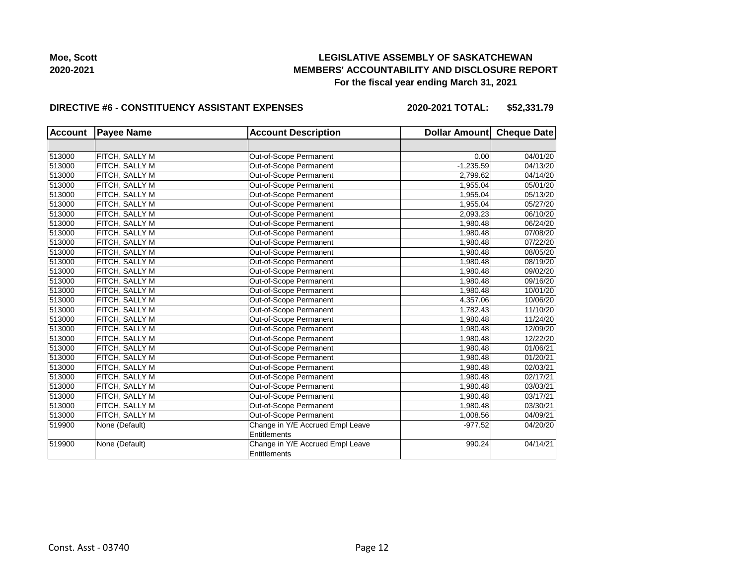**Moe, Scott**
**2020-2021**

# LEGISLATIVE ASSEMBLY OF SASKATCHEWAN
## MEMBERS' ACCOUNTABILITY AND DISCLOSURE REPORT
### For the fiscal year ending March 31, 2021

**DIRECTIVE #6 - CONSTITUENCY ASSISTANT EXPENSES** **2020-2021 TOTAL: $52,331.79**

| Account | Payee Name | Account Description | Dollar Amount | Cheque Date |
|---|---|---|---|---|
| | | | | |
| 513000 | FITCH, SALLY M | Out-of-Scope Permanent | 0.00 | 04/01/20 |
| 513000 | FITCH, SALLY M | Out-of-Scope Permanent | -1,235.59 | 04/13/20 |
| 513000 | FITCH, SALLY M | Out-of-Scope Permanent | 2,799.62 | 04/14/20 |
| 513000 | FITCH, SALLY M | Out-of-Scope Permanent | 1,955.04 | 05/01/20 |
| 513000 | FITCH, SALLY M | Out-of-Scope Permanent | 1,955.04 | 05/13/20 |
| 513000 | FITCH, SALLY M | Out-of-Scope Permanent | 1,955.04 | 05/27/20 |
| 513000 | FITCH, SALLY M | Out-of-Scope Permanent | 2,093.23 | 06/10/20 |
| 513000 | FITCH, SALLY M | Out-of-Scope Permanent | 1,980.48 | 06/24/20 |
| 513000 | FITCH, SALLY M | Out-of-Scope Permanent | 1,980.48 | 07/08/20 |
| 513000 | FITCH, SALLY M | Out-of-Scope Permanent | 1,980.48 | 07/22/20 |
| 513000 | FITCH, SALLY M | Out-of-Scope Permanent | 1,980.48 | 08/05/20 |
| 513000 | FITCH, SALLY M | Out-of-Scope Permanent | 1,980.48 | 08/19/20 |
| 513000 | FITCH, SALLY M | Out-of-Scope Permanent | 1,980.48 | 09/02/20 |
| 513000 | FITCH, SALLY M | Out-of-Scope Permanent | 1,980.48 | 09/16/20 |
| 513000 | FITCH, SALLY M | Out-of-Scope Permanent | 1,980.48 | 10/01/20 |
| 513000 | FITCH, SALLY M | Out-of-Scope Permanent | 4,357.06 | 10/06/20 |
| 513000 | FITCH, SALLY M | Out-of-Scope Permanent | 1,782.43 | 11/10/20 |
| 513000 | FITCH, SALLY M | Out-of-Scope Permanent | 1,980.48 | 11/24/20 |
| 513000 | FITCH, SALLY M | Out-of-Scope Permanent | 1,980.48 | 12/09/20 |
| 513000 | FITCH, SALLY M | Out-of-Scope Permanent | 1,980.48 | 12/22/20 |
| 513000 | FITCH, SALLY M | Out-of-Scope Permanent | 1,980.48 | 01/06/21 |
| 513000 | FITCH, SALLY M | Out-of-Scope Permanent | 1,980.48 | 01/20/21 |
| 513000 | FITCH, SALLY M | Out-of-Scope Permanent | 1,980.48 | 02/03/21 |
| 513000 | FITCH, SALLY M | Out-of-Scope Permanent | 1,980.48 | 02/17/21 |
| 513000 | FITCH, SALLY M | Out-of-Scope Permanent | 1,980.48 | 03/03/21 |
| 513000 | FITCH, SALLY M | Out-of-Scope Permanent | 1,980.48 | 03/17/21 |
| 513000 | FITCH, SALLY M | Out-of-Scope Permanent | 1,980.48 | 03/30/21 |
| 513000 | FITCH, SALLY M | Out-of-Scope Permanent | 1,008.56 | 04/09/21 |
| 519900 | None (Default) | Change in Y/E Accrued Empl Leave Entitlements | -977.52 | 04/20/20 |
| 519900 | None (Default) | Change in Y/E Accrued Empl Leave Entitlements | 990.24 | 04/14/21 |

Const. Asst - 03740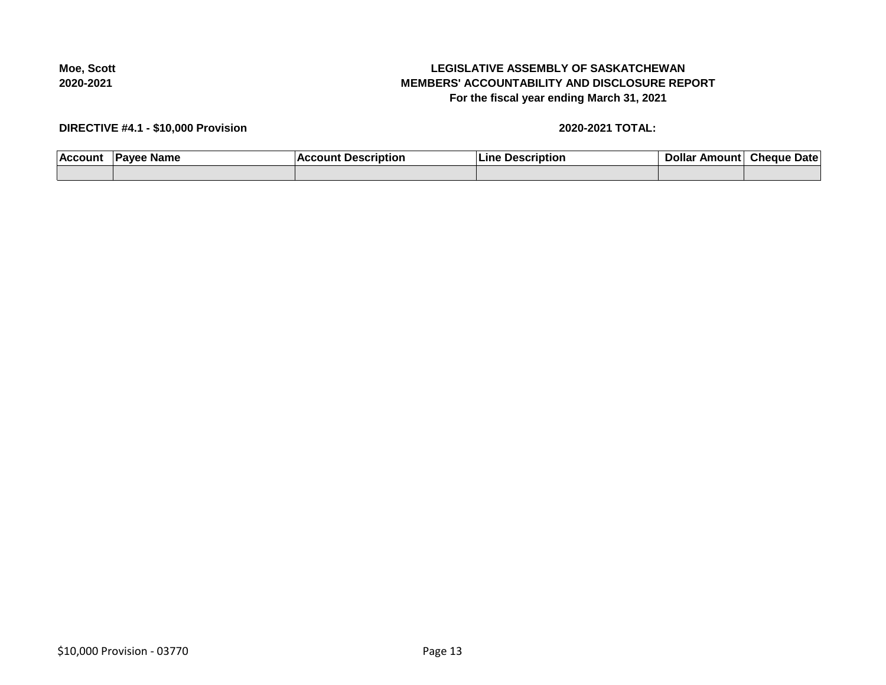**Moe, Scott**
**2020-2021**

**LEGISLATIVE ASSEMBLY OF SASKATCHEWAN**
**MEMBERS' ACCOUNTABILITY AND DISCLOSURE REPORT**
**For the fiscal year ending March 31, 2021**

**DIRECTIVE #4.1 - $10,000 Provision**

**2020-2021 TOTAL:**

| Account | Payee Name | Account Description | Line Description | Dollar Amount | Cheque Date |
|---|---|---|---|---|---|
| | | | | | |

$10,000 Provision - 03770